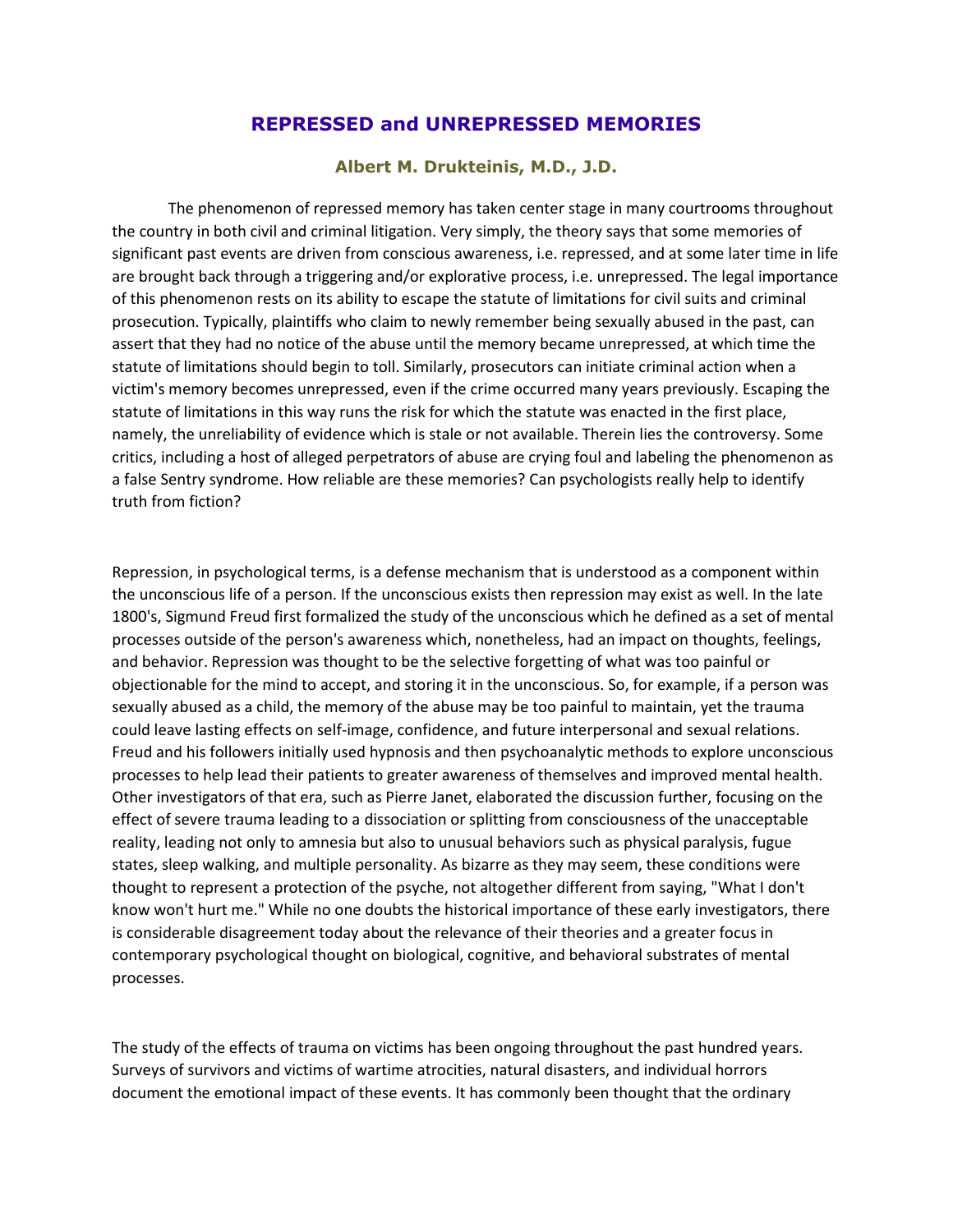# REPRESSED and UNREPRESSED MEMORIES

### Albert M. Drukteinis, M.D., J.D.

The phenomenon of repressed memory has taken center stage in many courtrooms throughout the country in both civil and criminal litigation. Very simply, the theory says that some memories of significant past events are driven from conscious awareness, i.e. repressed, and at some later time in life are brought back through a triggering and/or explorative process, i.e. unrepressed. The legal importance of this phenomenon rests on its ability to escape the statute of limitations for civil suits and criminal prosecution. Typically, plaintiffs who claim to newly remember being sexually abused in the past, can assert that they had no notice of the abuse until the memory became unrepressed, at which time the statute of limitations should begin to toll. Similarly, prosecutors can initiate criminal action when a victim's memory becomes unrepressed, even if the crime occurred many years previously. Escaping the statute of limitations in this way runs the risk for which the statute was enacted in the first place, namely, the unreliability of evidence which is stale or not available. Therein lies the controversy. Some critics, including a host of alleged perpetrators of abuse are crying foul and labeling the phenomenon as a false Sentry syndrome. How reliable are these memories? Can psychologists really help to identify truth from fiction?

Repression, in psychological terms, is a defense mechanism that is understood as a component within the unconscious life of a person. If the unconscious exists then repression may exist as well. In the late 1800's, Sigmund Freud first formalized the study of the unconscious which he defined as a set of mental processes outside of the person's awareness which, nonetheless, had an impact on thoughts, feelings, and behavior. Repression was thought to be the selective forgetting of what was too painful or objectionable for the mind to accept, and storing it in the unconscious. So, for example, if a person was sexually abused as a child, the memory of the abuse may be too painful to maintain, yet the trauma could leave lasting effects on self-image, confidence, and future interpersonal and sexual relations. Freud and his followers initially used hypnosis and then psychoanalytic methods to explore unconscious processes to help lead their patients to greater awareness of themselves and improved mental health. Other investigators of that era, such as Pierre Janet, elaborated the discussion further, focusing on the effect of severe trauma leading to a dissociation or splitting from consciousness of the unacceptable reality, leading not only to amnesia but also to unusual behaviors such as physical paralysis, fugue states, sleep walking, and multiple personality. As bizarre as they may seem, these conditions were thought to represent a protection of the psyche, not altogether different from saying, "What I don't know won't hurt me." While no one doubts the historical importance of these early investigators, there is considerable disagreement today about the relevance of their theories and a greater focus in contemporary psychological thought on biological, cognitive, and behavioral substrates of mental processes.

The study of the effects of trauma on victims has been ongoing throughout the past hundred years. Surveys of survivors and victims of wartime atrocities, natural disasters, and individual horrors document the emotional impact of these events. It has commonly been thought that the ordinary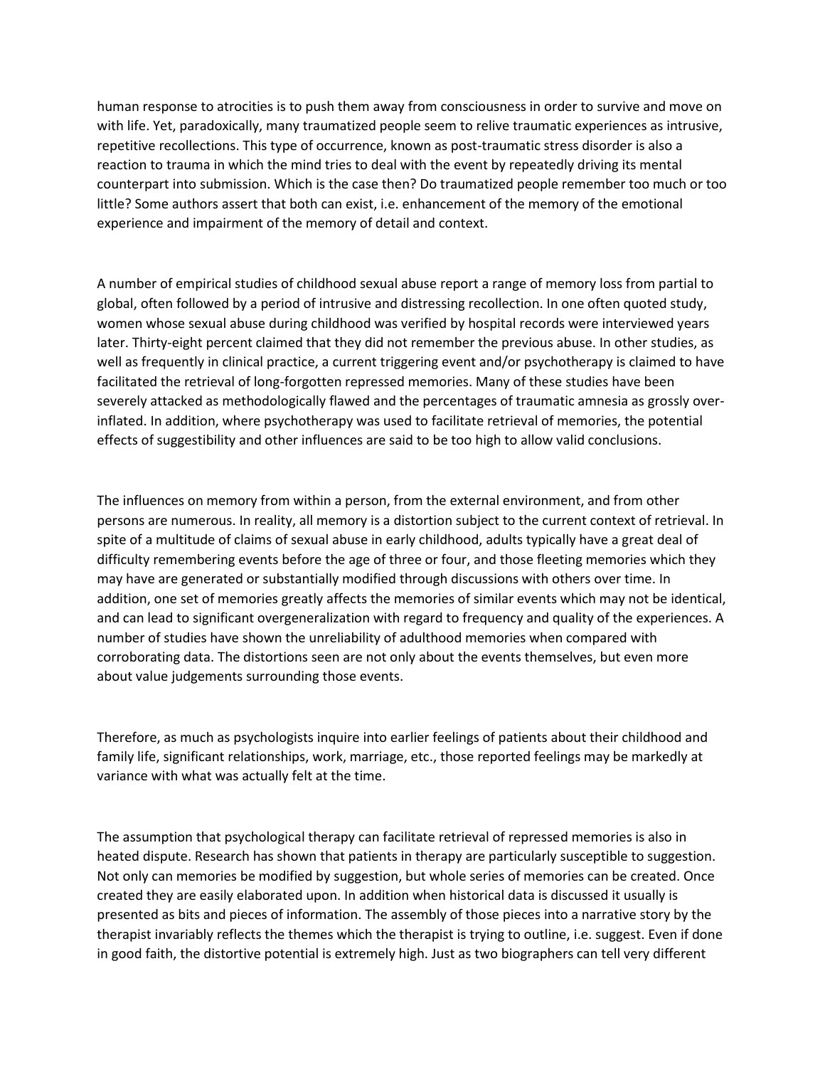human response to atrocities is to push them away from consciousness in order to survive and move on with life. Yet, paradoxically, many traumatized people seem to relive traumatic experiences as intrusive, repetitive recollections. This type of occurrence, known as post-traumatic stress disorder is also a reaction to trauma in which the mind tries to deal with the event by repeatedly driving its mental counterpart into submission. Which is the case then? Do traumatized people remember too much or too little? Some authors assert that both can exist, i.e. enhancement of the memory of the emotional experience and impairment of the memory of detail and context.

A number of empirical studies of childhood sexual abuse report a range of memory loss from partial to global, often followed by a period of intrusive and distressing recollection. In one often quoted study, women whose sexual abuse during childhood was verified by hospital records were interviewed years later. Thirty-eight percent claimed that they did not remember the previous abuse. In other studies, as well as frequently in clinical practice, a current triggering event and/or psychotherapy is claimed to have facilitated the retrieval of long-forgotten repressed memories. Many of these studies have been severely attacked as methodologically flawed and the percentages of traumatic amnesia as grossly over-inflated. In addition, where psychotherapy was used to facilitate retrieval of memories, the potential effects of suggestibility and other influences are said to be too high to allow valid conclusions.

The influences on memory from within a person, from the external environment, and from other persons are numerous. In reality, all memory is a distortion subject to the current context of retrieval. In spite of a multitude of claims of sexual abuse in early childhood, adults typically have a great deal of difficulty remembering events before the age of three or four, and those fleeting memories which they may have are generated or substantially modified through discussions with others over time. In addition, one set of memories greatly affects the memories of similar events which may not be identical, and can lead to significant overgeneralization with regard to frequency and quality of the experiences. A number of studies have shown the unreliability of adulthood memories when compared with corroborating data. The distortions seen are not only about the events themselves, but even more about value judgements surrounding those events.

Therefore, as much as psychologists inquire into earlier feelings of patients about their childhood and family life, significant relationships, work, marriage, etc., those reported feelings may be markedly at variance with what was actually felt at the time.

The assumption that psychological therapy can facilitate retrieval of repressed memories is also in heated dispute. Research has shown that patients in therapy are particularly susceptible to suggestion. Not only can memories be modified by suggestion, but whole series of memories can be created. Once created they are easily elaborated upon. In addition when historical data is discussed it usually is presented as bits and pieces of information. The assembly of those pieces into a narrative story by the therapist invariably reflects the themes which the therapist is trying to outline, i.e. suggest. Even if done in good faith, the distortive potential is extremely high. Just as two biographers can tell very different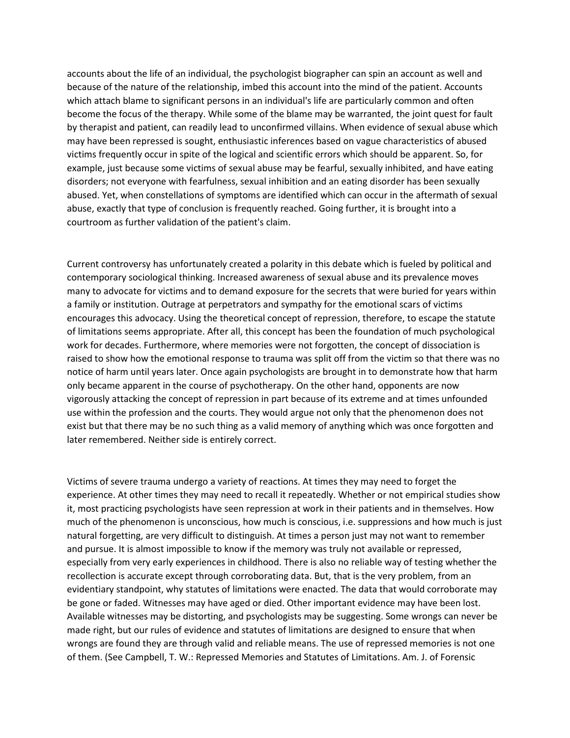accounts about the life of an individual, the psychologist biographer can spin an account as well and because of the nature of the relationship, imbed this account into the mind of the patient. Accounts which attach blame to significant persons in an individual's life are particularly common and often become the focus of the therapy. While some of the blame may be warranted, the joint quest for fault by therapist and patient, can readily lead to unconfirmed villains. When evidence of sexual abuse which may have been repressed is sought, enthusiastic inferences based on vague characteristics of abused victims frequently occur in spite of the logical and scientific errors which should be apparent. So, for example, just because some victims of sexual abuse may be fearful, sexually inhibited, and have eating disorders; not everyone with fearfulness, sexual inhibition and an eating disorder has been sexually abused. Yet, when constellations of symptoms are identified which can occur in the aftermath of sexual abuse, exactly that type of conclusion is frequently reached. Going further, it is brought into a courtroom as further validation of the patient's claim.

Current controversy has unfortunately created a polarity in this debate which is fueled by political and contemporary sociological thinking. Increased awareness of sexual abuse and its prevalence moves many to advocate for victims and to demand exposure for the secrets that were buried for years within a family or institution. Outrage at perpetrators and sympathy for the emotional scars of victims encourages this advocacy. Using the theoretical concept of repression, therefore, to escape the statute of limitations seems appropriate. After all, this concept has been the foundation of much psychological work for decades. Furthermore, where memories were not forgotten, the concept of dissociation is raised to show how the emotional response to trauma was split off from the victim so that there was no notice of harm until years later. Once again psychologists are brought in to demonstrate how that harm only became apparent in the course of psychotherapy. On the other hand, opponents are now vigorously attacking the concept of repression in part because of its extreme and at times unfounded use within the profession and the courts. They would argue not only that the phenomenon does not exist but that there may be no such thing as a valid memory of anything which was once forgotten and later remembered. Neither side is entirely correct.

Victims of severe trauma undergo a variety of reactions. At times they may need to forget the experience. At other times they may need to recall it repeatedly. Whether or not empirical studies show it, most practicing psychologists have seen repression at work in their patients and in themselves. How much of the phenomenon is unconscious, how much is conscious, i.e. suppressions and how much is just natural forgetting, are very difficult to distinguish. At times a person just may not want to remember and pursue. It is almost impossible to know if the memory was truly not available or repressed, especially from very early experiences in childhood. There is also no reliable way of testing whether the recollection is accurate except through corroborating data. But, that is the very problem, from an evidentiary standpoint, why statutes of limitations were enacted. The data that would corroborate may be gone or faded. Witnesses may have aged or died. Other important evidence may have been lost. Available witnesses may be distorting, and psychologists may be suggesting. Some wrongs can never be made right, but our rules of evidence and statutes of limitations are designed to ensure that when wrongs are found they are through valid and reliable means. The use of repressed memories is not one of them. (See Campbell, T. W.: Repressed Memories and Statutes of Limitations. Am. J. of Forensic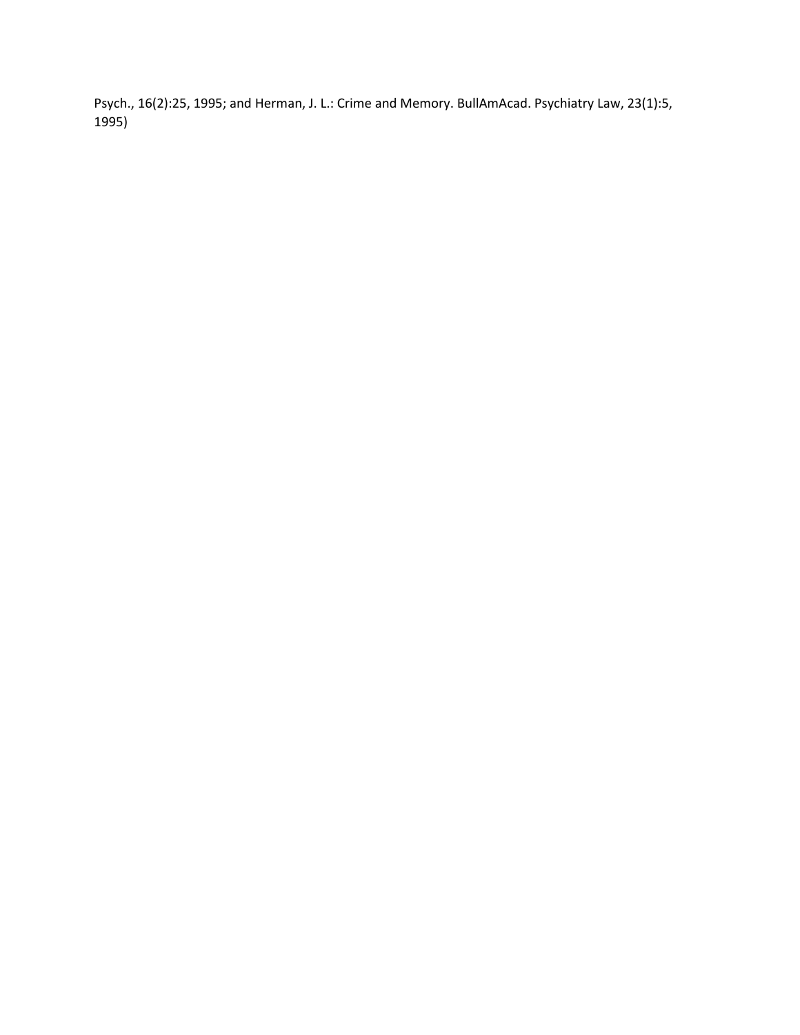Psych., 16(2):25, 1995; and Herman, J. L.: Crime and Memory. BullAmAcad. Psychiatry Law, 23(1):5, 1995)